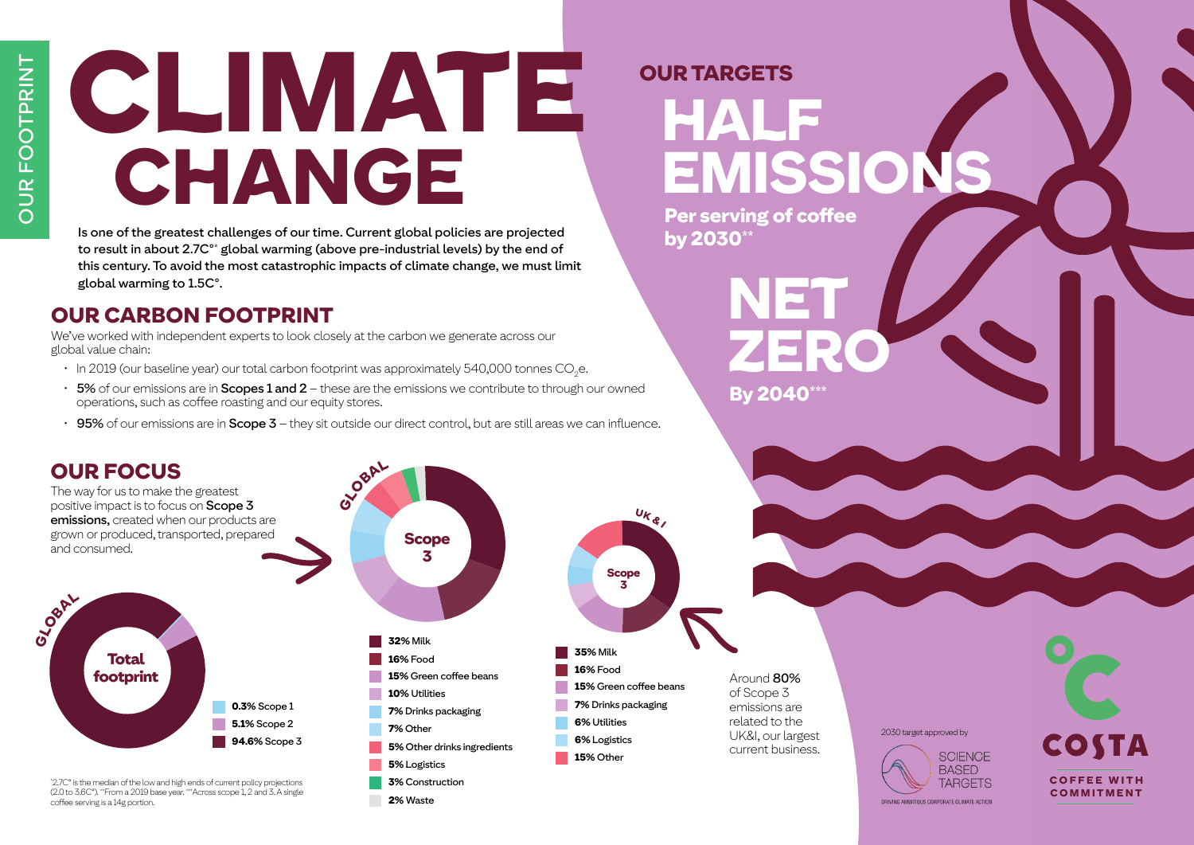OUR FOOTPRINT

# CLIMATE CHANGE

Is one of the greatest challenges of our time. Current global policies are projected to result in about 2.7C°* global warming (above pre-industrial levels) by the end of this century. To avoid the most catastrophic impacts of climate change, we must limit global warming to 1.5C°.

## OUR CARBON FOOTPRINT

We've worked with independent experts to look closely at the carbon we generate across our global value chain:

- In 2019 (our baseline year) our total carbon footprint was approximately 540,000 tonnes $CO_2e$.
- **5%** of our emissions are in **Scopes 1 and 2** – these are the emissions we contribute to through our owned operations, such as coffee roasting and our equity stores.
- **95%** of our emissions are in **Scope 3** – they sit outside our direct control, but are still areas we can influence.

## OUR FOCUS

The way for us to make the greatest positive impact is to focus on **Scope 3 emissions,** created when our products are grown or produced, transported, prepared and consumed.

**Global – Total footprint**

- **0.3%** Scope 1
- **5.1%** Scope 2
- **94.6%** Scope 3

**Global – Scope 3**

- **32%** Milk
- **16%** Food
- **15%** Green coffee beans
- **10%** Utilities
- **7%** Drinks packaging
- **7%** Other
- **5%** Other drinks ingredients
- **5%** Logistics
- **3%** Construction
- **2%** Waste

**UK & I – Scope 3**

- **35%** Milk
- **16%** Food
- **15%** Green coffee beans
- **7%** Drinks packaging
- **6%** Utilities
- **6%** Logistics
- **15%** Other

Around **80%** of Scope 3 emissions are related to the UK&I, our largest current business.

## OUR TARGETS

### HALF EMISSIONS

Per serving of coffee by 2030**

### NET ZERO

By 2040***

2030 target approved by SCIENCE BASED TARGETS – DRIVING AMBITIOUS CORPORATE CLIMATE ACTION

COSTA – COFFEE WITH COMMITMENT

*2.7C° is the median of the low and high ends of current policy projections (2.0 to 3.6C°). **From a 2019 base year. ***Across scope 1, 2 and 3. A single coffee serving is a 14g portion.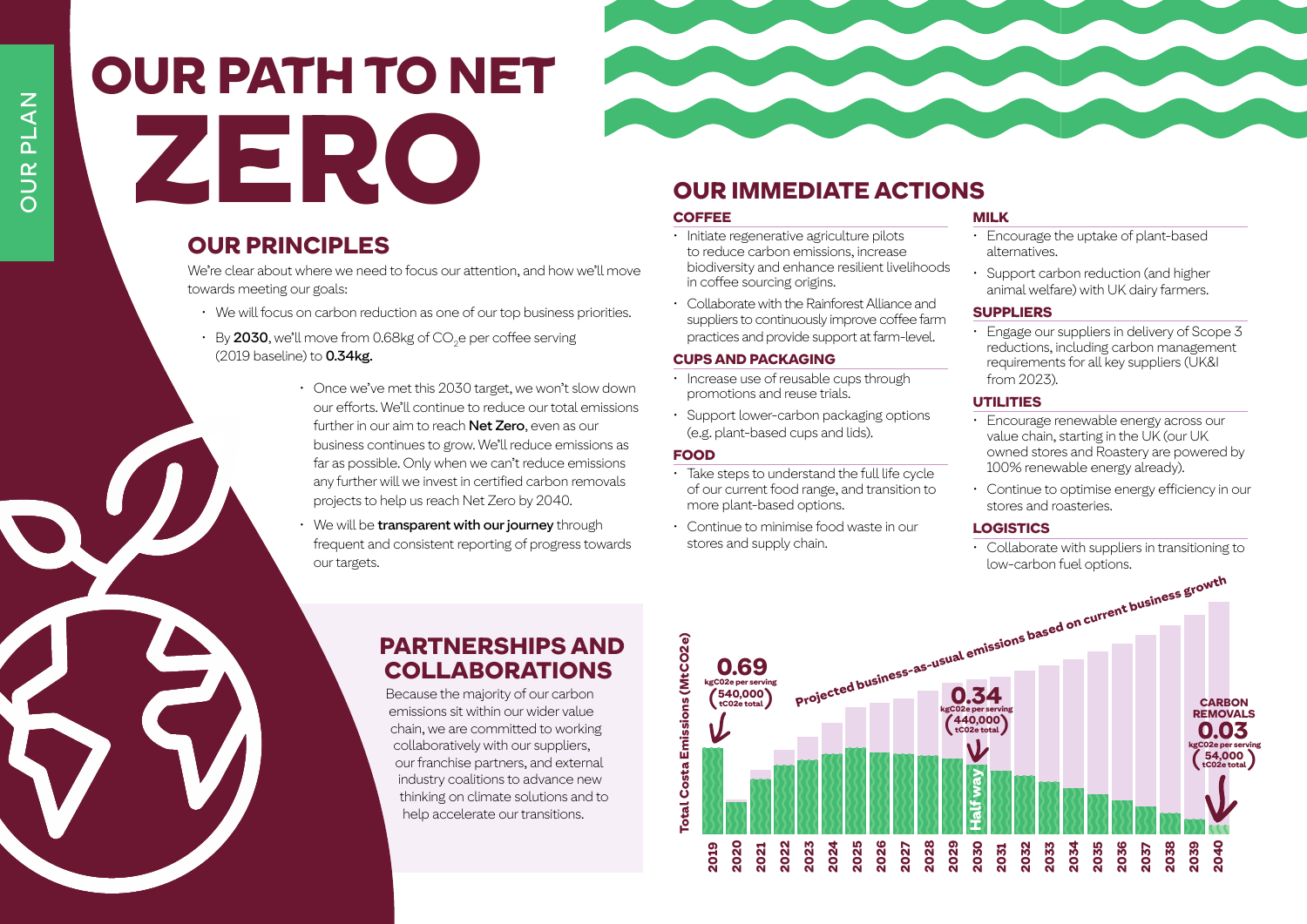OUR PLAN

# OUR PATH TO NET ZERO

## OUR PRINCIPLES

We're clear about where we need to focus our attention, and how we'll move towards meeting our goals:

- We will focus on carbon reduction as one of our top business priorities.
- By **2030**, we'll move from 0.68kg of $CO_2$e per coffee serving (2019 baseline) to **0.34kg.**
- Once we've met this 2030 target, we won't slow down our efforts. We'll continue to reduce our total emissions further in our aim to reach **Net Zero**, even as our business continues to grow. We'll reduce emissions as far as possible. Only when we can't reduce emissions any further will we invest in certified carbon removals projects to help us reach Net Zero by 2040.
- We will be **transparent with our journey** through frequent and consistent reporting of progress towards our targets.

## OUR IMMEDIATE ACTIONS

### COFFEE

- Initiate regenerative agriculture pilots to reduce carbon emissions, increase biodiversity and enhance resilient livelihoods in coffee sourcing origins.
- Collaborate with the Rainforest Alliance and suppliers to continuously improve coffee farm practices and provide support at farm-level.

### CUPS AND PACKAGING

- Increase use of reusable cups through promotions and reuse trials.
- Support lower-carbon packaging options (e.g. plant-based cups and lids).

### FOOD

- Take steps to understand the full life cycle of our current food range, and transition to more plant-based options.
- Continue to minimise food waste in our stores and supply chain.

### MILK

- Encourage the uptake of plant-based alternatives.
- Support carbon reduction (and higher animal welfare) with UK dairy farmers.

### SUPPLIERS

- Engage our suppliers in delivery of Scope 3 reductions, including carbon management requirements for all key suppliers (UK&I from 2023).

### UTILITIES

- Encourage renewable energy across our value chain, starting in the UK (our UK owned stores and Roastery are powered by 100% renewable energy already).
- Continue to optimise energy efficiency in our stores and roasteries.

### LOGISTICS

- Collaborate with suppliers in transitioning to low-carbon fuel options.

## PARTNERSHIPS AND COLLABORATIONS

Because the majority of our carbon emissions sit within our wider value chain, we are committed to working collaboratively with our suppliers, our franchise partners, and external industry coalitions to advance new thinking on climate solutions and to help accelerate our transitions.

Total Costa Emissions (MtCO2e)

Projected business-as-usual emissions based on current business growth

0.69 kgC02e per serving (540,000 tC02e total)

0.34 kgC02e per serving (440,000 tC02e total)

Half way

CARBON REMOVALS 0.03 kgC02e per serving (54,000 tC02e total)

2019 2020 2021 2022 2023 2024 2025 2026 2027 2028 2029 2030 2031 2032 2033 2034 2035 2036 2037 2038 2039 2040